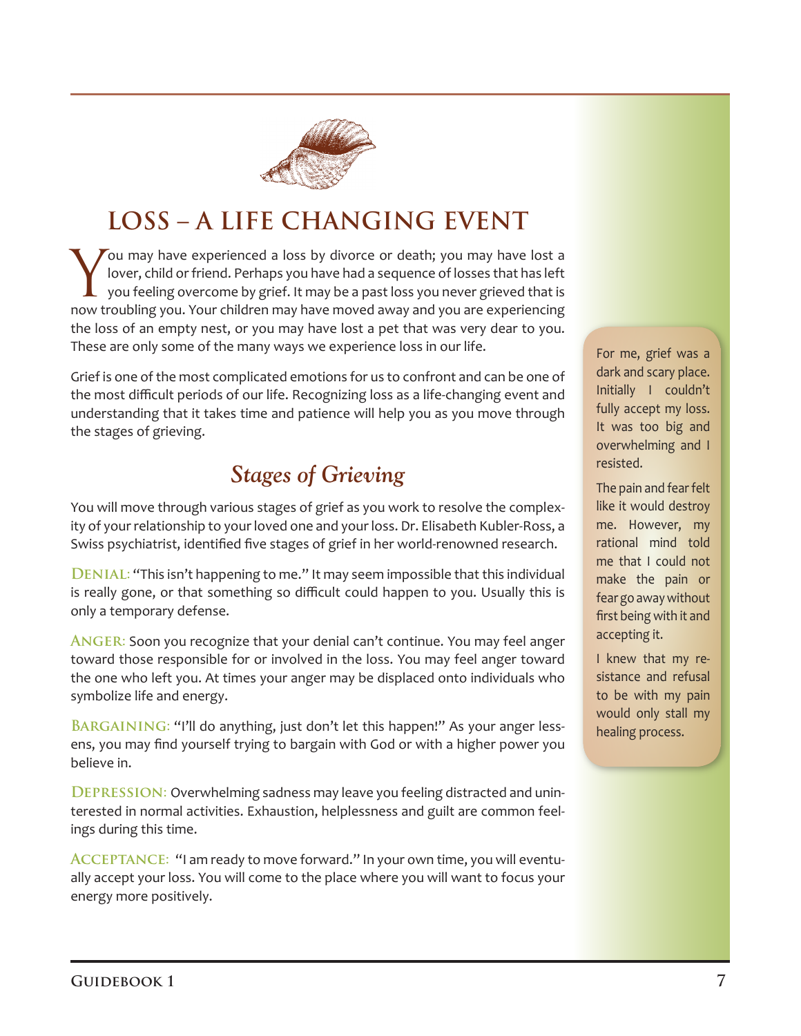# LOSS – A LIFE CHANGING EVENT

You may have experienced a loss by divorce or death; you may have lost a lover, child or friend. Perhaps you have had a sequence of losses that has left you feeling overcome by grief. It may be a past loss you never grieved that is now troubling you. Your children may have moved away and you are experiencing the loss of an empty nest, or you may have lost a pet that was very dear to you. These are only some of the many ways we experience loss in our life.

Grief is one of the most complicated emotions for us to confront and can be one of the most difficult periods of our life. Recognizing loss as a life-changing event and understanding that it takes time and patience will help you as you move through the stages of grieving.

## *Stages of Grieving*

You will move through various stages of grief as you work to resolve the complexity of your relationship to your loved one and your loss. Dr. Elisabeth Kubler-Ross, a Swiss psychiatrist, identified five stages of grief in her world-renowned research.

**DENIAL:** "This isn't happening to me." It may seem impossible that this individual is really gone, or that something so difficult could happen to you. Usually this is only a temporary defense.

**ANGER:** Soon you recognize that your denial can't continue. You may feel anger toward those responsible for or involved in the loss. You may feel anger toward the one who left you. At times your anger may be displaced onto individuals who symbolize life and energy.

**BARGAINING:** "I'll do anything, just don't let this happen!" As your anger lessens, you may find yourself trying to bargain with God or with a higher power you believe in.

**DEPRESSION:** Overwhelming sadness may leave you feeling distracted and uninterested in normal activities. Exhaustion, helplessness and guilt are common feelings during this time.

**ACCEPTANCE:** "I am ready to move forward." In your own time, you will eventually accept your loss. You will come to the place where you will want to focus your energy more positively.

> For me, grief was a dark and scary place. Initially I couldn't fully accept my loss. It was too big and overwhelming and I resisted.
>
> The pain and fear felt like it would destroy me. However, my rational mind told me that I could not make the pain or fear go away without first being with it and accepting it.
>
> I knew that my resistance and refusal to be with my pain would only stall my healing process.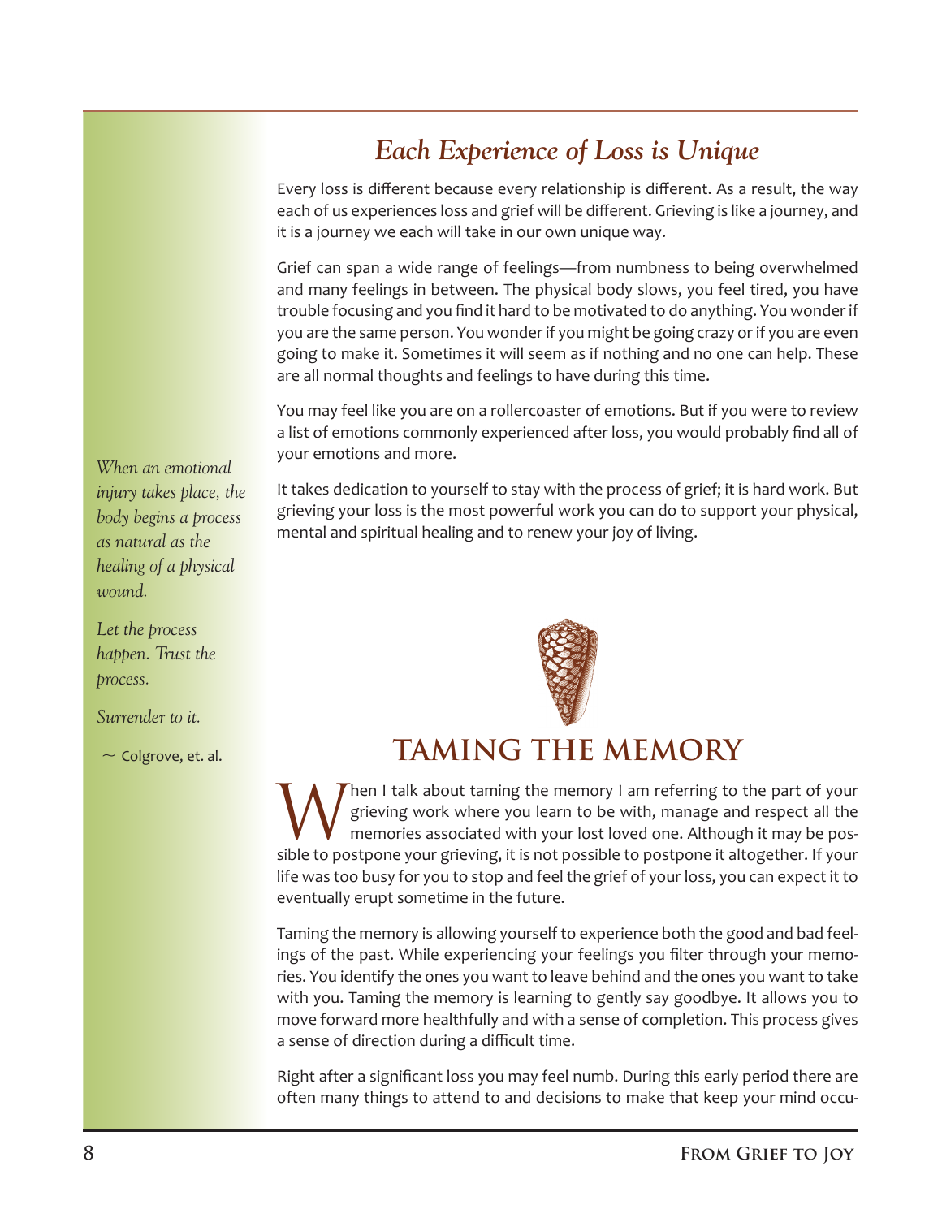## *Each Experience of Loss is Unique*

Every loss is different because every relationship is different. As a result, the way each of us experiences loss and grief will be different. Grieving is like a journey, and it is a journey we each will take in our own unique way.

Grief can span a wide range of feelings—from numbness to being overwhelmed and many feelings in between. The physical body slows, you feel tired, you have trouble focusing and you find it hard to be motivated to do anything. You wonder if you are the same person. You wonder if you might be going crazy or if you are even going to make it. Sometimes it will seem as if nothing and no one can help. These are all normal thoughts and feelings to have during this time.

You may feel like you are on a rollercoaster of emotions. But if you were to review a list of emotions commonly experienced after loss, you would probably find all of your emotions and more.

It takes dedication to yourself to stay with the process of grief; it is hard work. But grieving your loss is the most powerful work you can do to support your physical, mental and spiritual healing and to renew your joy of living.

*When an emotional injury takes place, the body begins a process as natural as the healing of a physical wound.*

*Let the process happen. Trust the process.*

*Surrender to it.*

~ Colgrove, et. al.

## TAMING THE MEMORY

When I talk about taming the memory I am referring to the part of your grieving work where you learn to be with, manage and respect all the memories associated with your lost loved one. Although it may be possible to postpone your grieving, it is not possible to postpone it altogether. If your life was too busy for you to stop and feel the grief of your loss, you can expect it to eventually erupt sometime in the future.

Taming the memory is allowing yourself to experience both the good and bad feelings of the past. While experiencing your feelings you filter through your memories. You identify the ones you want to leave behind and the ones you want to take with you. Taming the memory is learning to gently say goodbye. It allows you to move forward more healthfully and with a sense of completion. This process gives a sense of direction during a difficult time.

Right after a significant loss you may feel numb. During this early period there are often many things to attend to and decisions to make that keep your mind occu-